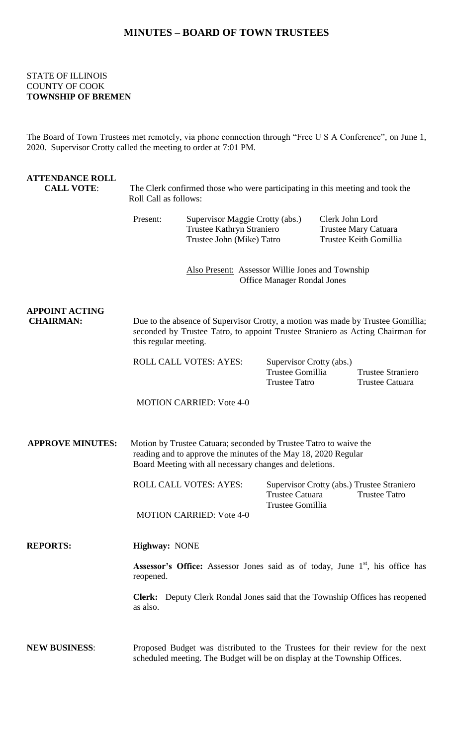# MINUTES – BOARD OF TOWN TRUSTEES

STATE OF ILLINOIS
COUNTY OF COOK
**TOWNSHIP OF BREMEN**

The Board of Town Trustees met remotely, via phone connection through "Free U S A Conference", on June 1, 2020. Supervisor Crotty called the meeting to order at 7:01 PM.

**ATTENDANCE ROLL CALL VOTE**: The Clerk confirmed those who were participating in this meeting and took the Roll Call as follows:

Present:

| | |
|---|---|
| Supervisor Maggie Crotty (abs.) | Clerk John Lord |
| Trustee Kathryn Straniero | Trustee Mary Catuara |
| Trustee John (Mike) Tatro | Trustee Keith Gomillia |

Also Present: Assessor Willie Jones and Township Office Manager Rondal Jones

**APPOINT ACTING CHAIRMAN:** Due to the absence of Supervisor Crotty, a motion was made by Trustee Gomillia; seconded by Trustee Tatro, to appoint Trustee Straniero as Acting Chairman for this regular meeting.

ROLL CALL VOTES: AYES:

| | |
|---|---|
| Supervisor Crotty (abs.) | |
| Trustee Gomillia | Trustee Straniero |
| Trustee Tatro | Trustee Catuara |

MOTION CARRIED: Vote 4-0

**APPROVE MINUTES:** Motion by Trustee Catuara; seconded by Trustee Tatro to waive the reading and to approve the minutes of the May 18, 2020 Regular Board Meeting with all necessary changes and deletions.

ROLL CALL VOTES: AYES:

| | |
|---|---|
| Supervisor Crotty (abs.) | Trustee Straniero |
| Trustee Catuara | Trustee Tatro |
| Trustee Gomillia | |

MOTION CARRIED: Vote 4-0

**REPORTS:**

**Highway:** NONE

**Assessor's Office:** Assessor Jones said as of today, June 1st, his office has reopened.

**Clerk:** Deputy Clerk Rondal Jones said that the Township Offices has reopened as also.

**NEW BUSINESS**: Proposed Budget was distributed to the Trustees for their review for the next scheduled meeting. The Budget will be on display at the Township Offices.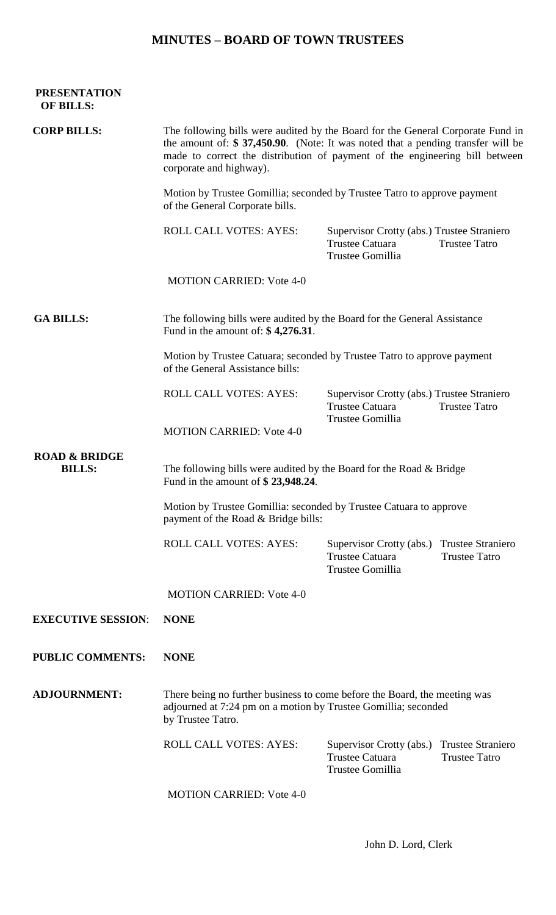# MINUTES – BOARD OF TOWN TRUSTEES

**PRESENTATION OF BILLS:**

**CORP BILLS:** The following bills were audited by the Board for the General Corporate Fund in the amount of: **$ 37,450.90**. (Note: It was noted that a pending transfer will be made to correct the distribution of payment of the engineering bill between corporate and highway).

Motion by Trustee Gomillia; seconded by Trustee Tatro to approve payment of the General Corporate bills.

ROLL CALL VOTES: AYES: Supervisor Crotty (abs.) Trustee Straniero, Trustee Catuara, Trustee Tatro, Trustee Gomillia

MOTION CARRIED: Vote 4-0

**GA BILLS:** The following bills were audited by the Board for the General Assistance Fund in the amount of: **$ 4,276.31**.

Motion by Trustee Catuara; seconded by Trustee Tatro to approve payment of the General Assistance bills:

ROLL CALL VOTES: AYES: Supervisor Crotty (abs.) Trustee Straniero, Trustee Catuara, Trustee Tatro, Trustee Gomillia

MOTION CARRIED: Vote 4-0

**ROAD & BRIDGE BILLS:** The following bills were audited by the Board for the Road & Bridge Fund in the amount of **$ 23,948.24**.

Motion by Trustee Gomillia: seconded by Trustee Catuara to approve payment of the Road & Bridge bills:

ROLL CALL VOTES: AYES: Supervisor Crotty (abs.) Trustee Straniero, Trustee Catuara, Trustee Tatro, Trustee Gomillia

MOTION CARRIED: Vote 4-0

**EXECUTIVE SESSION**: **NONE**

**PUBLIC COMMENTS: NONE**

**ADJOURNMENT:** There being no further business to come before the Board, the meeting was adjourned at 7:24 pm on a motion by Trustee Gomillia; seconded by Trustee Tatro.

ROLL CALL VOTES: AYES: Supervisor Crotty (abs.) Trustee Straniero, Trustee Catuara, Trustee Tatro, Trustee Gomillia

MOTION CARRIED: Vote 4-0

John D. Lord, Clerk